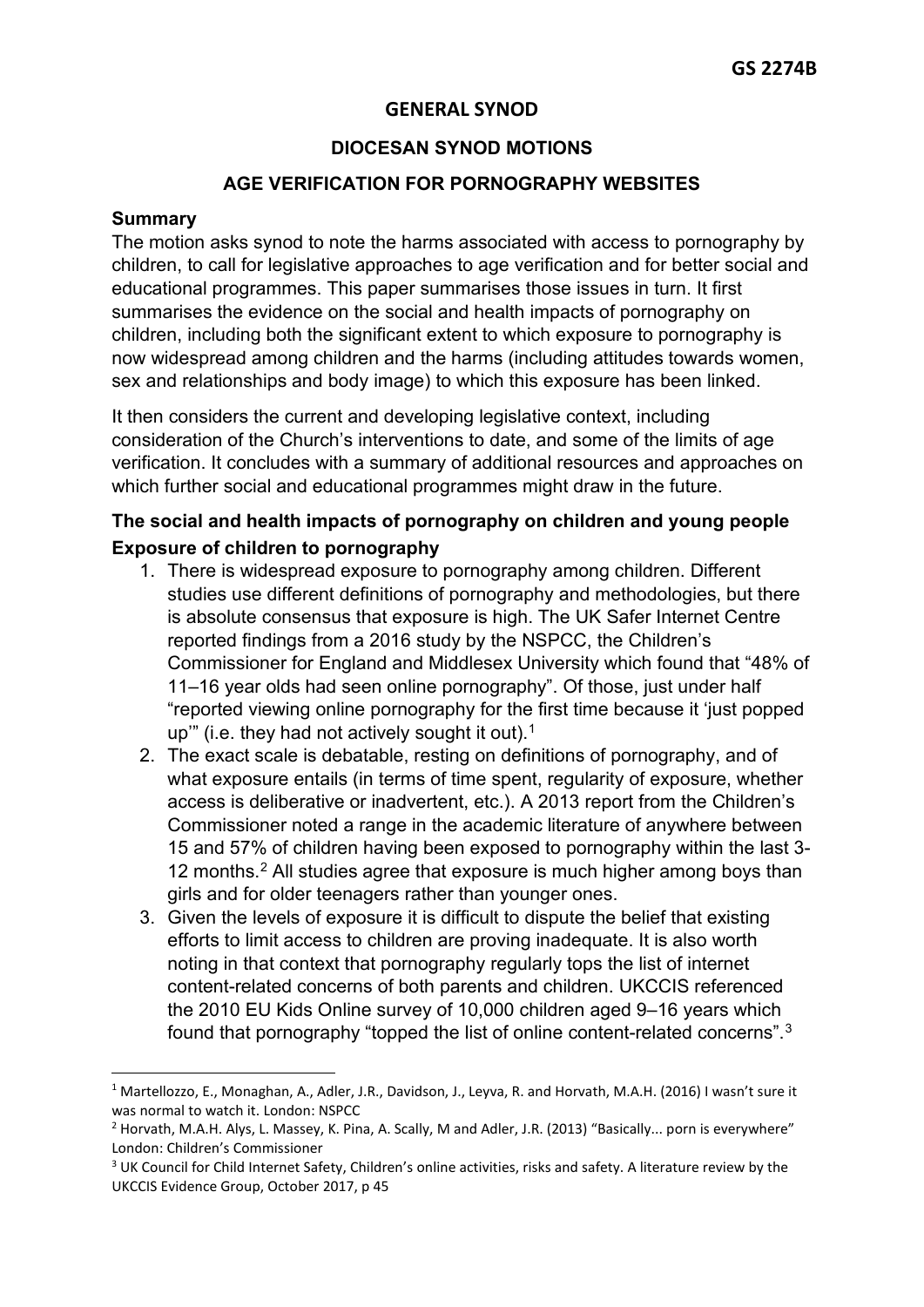GS 2274B

# GENERAL SYNOD

## DIOCESAN SYNOD MOTIONS

## AGE VERIFICATION FOR PORNOGRAPHY WEBSITES

### Summary

The motion asks synod to note the harms associated with access to pornography by children, to call for legislative approaches to age verification and for better social and educational programmes. This paper summarises those issues in turn. It first summarises the evidence on the social and health impacts of pornography on children, including both the significant extent to which exposure to pornography is now widespread among children and the harms (including attitudes towards women, sex and relationships and body image) to which this exposure has been linked.

It then considers the current and developing legislative context, including consideration of the Church's interventions to date, and some of the limits of age verification. It concludes with a summary of additional resources and approaches on which further social and educational programmes might draw in the future.

### The social and health impacts of pornography on children and young people

### Exposure of children to pornography

1. There is widespread exposure to pornography among children. Different studies use different definitions of pornography and methodologies, but there is absolute consensus that exposure is high. The UK Safer Internet Centre reported findings from a 2016 study by the NSPCC, the Children's Commissioner for England and Middlesex University which found that "48% of 11–16 year olds had seen online pornography". Of those, just under half "reported viewing online pornography for the first time because it 'just popped up'" (i.e. they had not actively sought it out).[1]
2. The exact scale is debatable, resting on definitions of pornography, and of what exposure entails (in terms of time spent, regularity of exposure, whether access is deliberative or inadvertent, etc.). A 2013 report from the Children's Commissioner noted a range in the academic literature of anywhere between 15 and 57% of children having been exposed to pornography within the last 3-12 months.[2] All studies agree that exposure is much higher among boys than girls and for older teenagers rather than younger ones.
3. Given the levels of exposure it is difficult to dispute the belief that existing efforts to limit access to children are proving inadequate. It is also worth noting in that context that pornography regularly tops the list of internet content-related concerns of both parents and children. UKCCIS referenced the 2010 EU Kids Online survey of 10,000 children aged 9–16 years which found that pornography "topped the list of online content-related concerns".[3]

---

[1] Martellozzo, E., Monaghan, A., Adler, J.R., Davidson, J., Leyva, R. and Horvath, M.A.H. (2016) I wasn't sure it was normal to watch it. London: NSPCC

[2] Horvath, M.A.H. Alys, L. Massey, K. Pina, A. Scally, M and Adler, J.R. (2013) "Basically... porn is everywhere" London: Children's Commissioner

[3] UK Council for Child Internet Safety, Children's online activities, risks and safety. A literature review by the UKCCIS Evidence Group, October 2017, p 45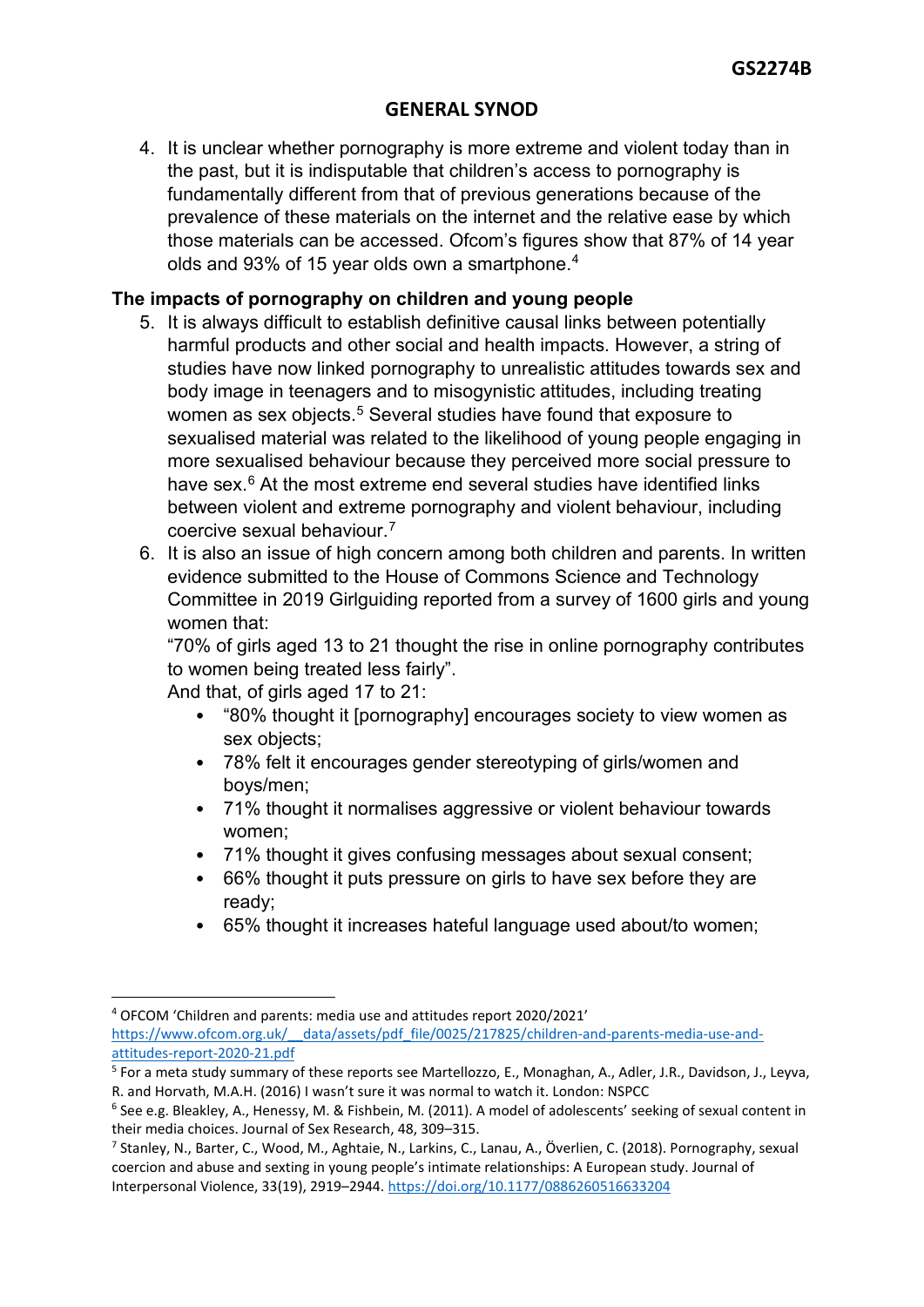4. It is unclear whether pornography is more extreme and violent today than in the past, but it is indisputable that children's access to pornography is fundamentally different from that of previous generations because of the prevalence of these materials on the internet and the relative ease by which those materials can be accessed. Ofcom's figures show that 87% of 14 year olds and 93% of 15 year olds own a smartphone.[4]

### The impacts of pornography on children and young people

5. It is always difficult to establish definitive causal links between potentially harmful products and other social and health impacts. However, a string of studies have now linked pornography to unrealistic attitudes towards sex and body image in teenagers and to misogynistic attitudes, including treating women as sex objects.[5] Several studies have found that exposure to sexualised material was related to the likelihood of young people engaging in more sexualised behaviour because they perceived more social pressure to have sex.[6] At the most extreme end several studies have identified links between violent and extreme pornography and violent behaviour, including coercive sexual behaviour.[7]
6. It is also an issue of high concern among both children and parents. In written evidence submitted to the House of Commons Science and Technology Committee in 2019 Girlguiding reported from a survey of 1600 girls and young women that:
   "70% of girls aged 13 to 21 thought the rise in online pornography contributes to women being treated less fairly".
   And that, of girls aged 17 to 21:
   - "80% thought it [pornography] encourages society to view women as sex objects;
   - 78% felt it encourages gender stereotyping of girls/women and boys/men;
   - 71% thought it normalises aggressive or violent behaviour towards women;
   - 71% thought it gives confusing messages about sexual consent;
   - 66% thought it puts pressure on girls to have sex before they are ready;
   - 65% thought it increases hateful language used about/to women;

---

[4] OFCOM 'Children and parents: media use and attitudes report 2020/2021' https://www.ofcom.org.uk/__data/assets/pdf_file/0025/217825/children-and-parents-media-use-and-attitudes-report-2020-21.pdf

[5] For a meta study summary of these reports see Martellozzo, E., Monaghan, A., Adler, J.R., Davidson, J., Leyva, R. and Horvath, M.A.H. (2016) I wasn't sure it was normal to watch it. London: NSPCC

[6] See e.g. Bleakley, A., Henessy, M. & Fishbein, M. (2011). A model of adolescents' seeking of sexual content in their media choices. Journal of Sex Research, 48, 309–315.

[7] Stanley, N., Barter, C., Wood, M., Aghtaie, N., Larkins, C., Lanau, A., Överlien, C. (2018). Pornography, sexual coercion and abuse and sexting in young people's intimate relationships: A European study. Journal of Interpersonal Violence, 33(19), 2919–2944. https://doi.org/10.1177/0886260516633204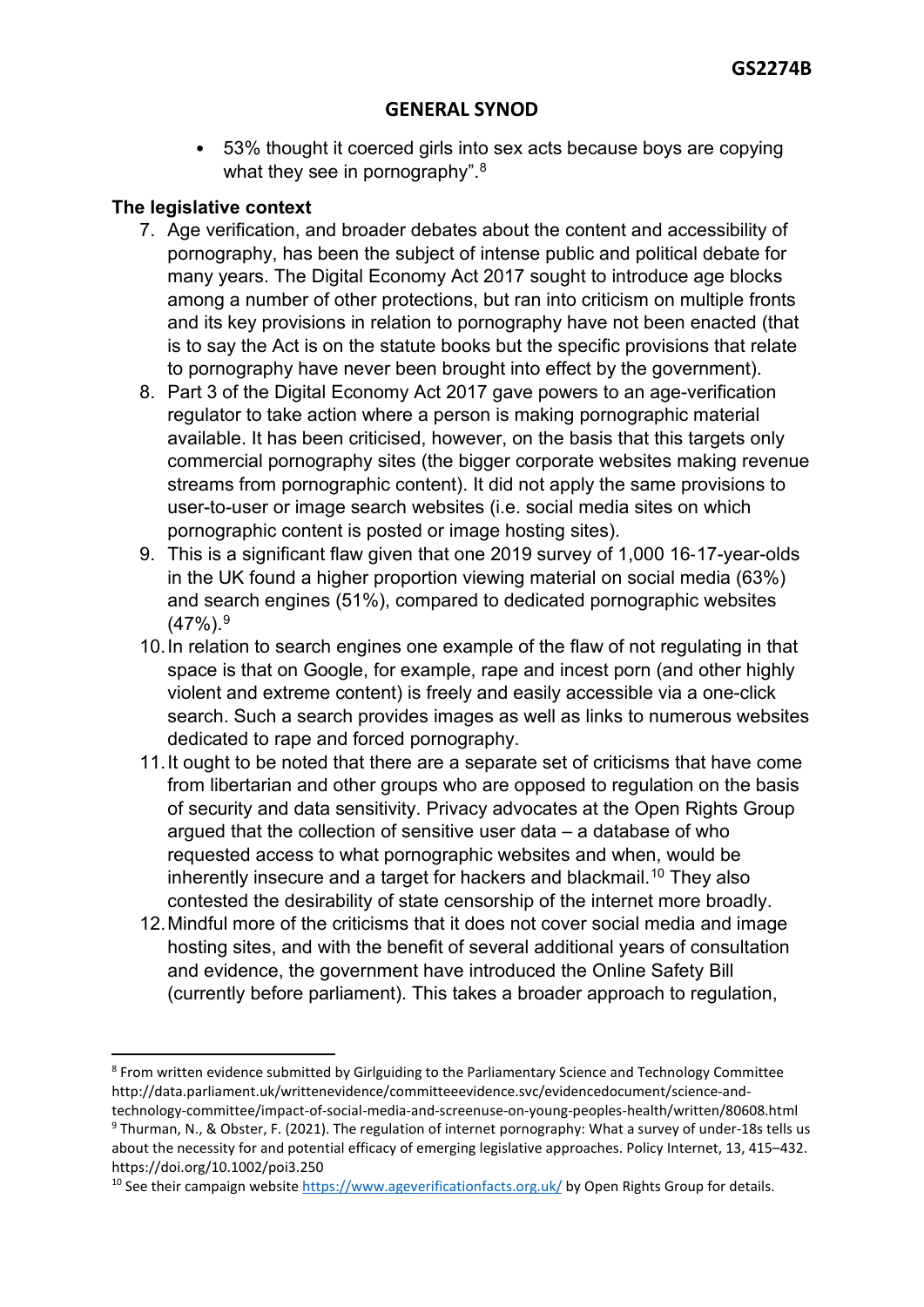- 53% thought it coerced girls into sex acts because boys are copying what they see in pornography".[8]

**The legislative context**

7. Age verification, and broader debates about the content and accessibility of pornography, has been the subject of intense public and political debate for many years. The Digital Economy Act 2017 sought to introduce age blocks among a number of other protections, but ran into criticism on multiple fronts and its key provisions in relation to pornography have not been enacted (that is to say the Act is on the statute books but the specific provisions that relate to pornography have never been brought into effect by the government).
8. Part 3 of the Digital Economy Act 2017 gave powers to an age-verification regulator to take action where a person is making pornographic material available. It has been criticised, however, on the basis that this targets only commercial pornography sites (the bigger corporate websites making revenue streams from pornographic content). It did not apply the same provisions to user-to-user or image search websites (i.e. social media sites on which pornographic content is posted or image hosting sites).
9. This is a significant flaw given that one 2019 survey of 1,000 16-17-year-olds in the UK found a higher proportion viewing material on social media (63%) and search engines (51%), compared to dedicated pornographic websites (47%).[9]
10. In relation to search engines one example of the flaw of not regulating in that space is that on Google, for example, rape and incest porn (and other highly violent and extreme content) is freely and easily accessible via a one-click search. Such a search provides images as well as links to numerous websites dedicated to rape and forced pornography.
11. It ought to be noted that there are a separate set of criticisms that have come from libertarian and other groups who are opposed to regulation on the basis of security and data sensitivity. Privacy advocates at the Open Rights Group argued that the collection of sensitive user data – a database of who requested access to what pornographic websites and when, would be inherently insecure and a target for hackers and blackmail.[10] They also contested the desirability of state censorship of the internet more broadly.
12. Mindful more of the criticisms that it does not cover social media and image hosting sites, and with the benefit of several additional years of consultation and evidence, the government have introduced the Online Safety Bill (currently before parliament). This takes a broader approach to regulation,

---

[8] From written evidence submitted by Girlguiding to the Parliamentary Science and Technology Committee http://data.parliament.uk/writtenevidence/committeeevidence.svc/evidencedocument/science-and-technology-committee/impact-of-social-media-and-screenuse-on-young-peoples-health/written/80608.html

[9] Thurman, N., & Obster, F. (2021). The regulation of internet pornography: What a survey of under-18s tells us about the necessity for and potential efficacy of emerging legislative approaches. Policy Internet, 13, 415–432. https://doi.org/10.1002/poi3.250

[10] See their campaign website https://www.ageverificationfacts.org.uk/ by Open Rights Group for details.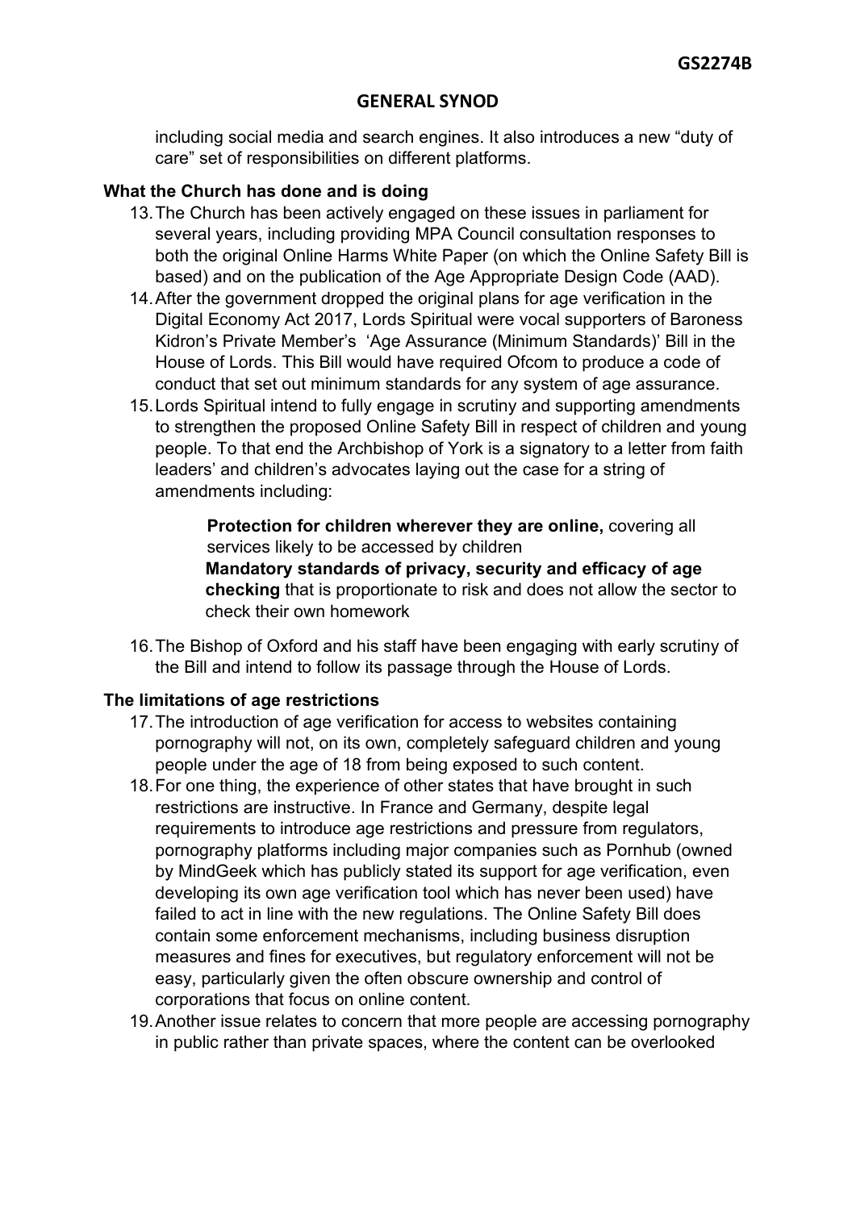including social media and search engines. It also introduces a new "duty of care" set of responsibilities on different platforms.

**What the Church has done and is doing**

13. The Church has been actively engaged on these issues in parliament for several years, including providing MPA Council consultation responses to both the original Online Harms White Paper (on which the Online Safety Bill is based) and on the publication of the Age Appropriate Design Code (AAD).
14. After the government dropped the original plans for age verification in the Digital Economy Act 2017, Lords Spiritual were vocal supporters of Baroness Kidron's Private Member's 'Age Assurance (Minimum Standards)' Bill in the House of Lords. This Bill would have required Ofcom to produce a code of conduct that set out minimum standards for any system of age assurance.
15. Lords Spiritual intend to fully engage in scrutiny and supporting amendments to strengthen the proposed Online Safety Bill in respect of children and young people. To that end the Archbishop of York is a signatory to a letter from faith leaders' and children's advocates laying out the case for a string of amendments including:

    **Protection for children wherever they are online,** covering all services likely to be accessed by children

    **Mandatory standards of privacy, security and efficacy of age checking** that is proportionate to risk and does not allow the sector to check their own homework

16. The Bishop of Oxford and his staff have been engaging with early scrutiny of the Bill and intend to follow its passage through the House of Lords.

**The limitations of age restrictions**

17. The introduction of age verification for access to websites containing pornography will not, on its own, completely safeguard children and young people under the age of 18 from being exposed to such content.
18. For one thing, the experience of other states that have brought in such restrictions are instructive. In France and Germany, despite legal requirements to introduce age restrictions and pressure from regulators, pornography platforms including major companies such as Pornhub (owned by MindGeek which has publicly stated its support for age verification, even developing its own age verification tool which has never been used) have failed to act in line with the new regulations. The Online Safety Bill does contain some enforcement mechanisms, including business disruption measures and fines for executives, but regulatory enforcement will not be easy, particularly given the often obscure ownership and control of corporations that focus on online content.
19. Another issue relates to concern that more people are accessing pornography in public rather than private spaces, where the content can be overlooked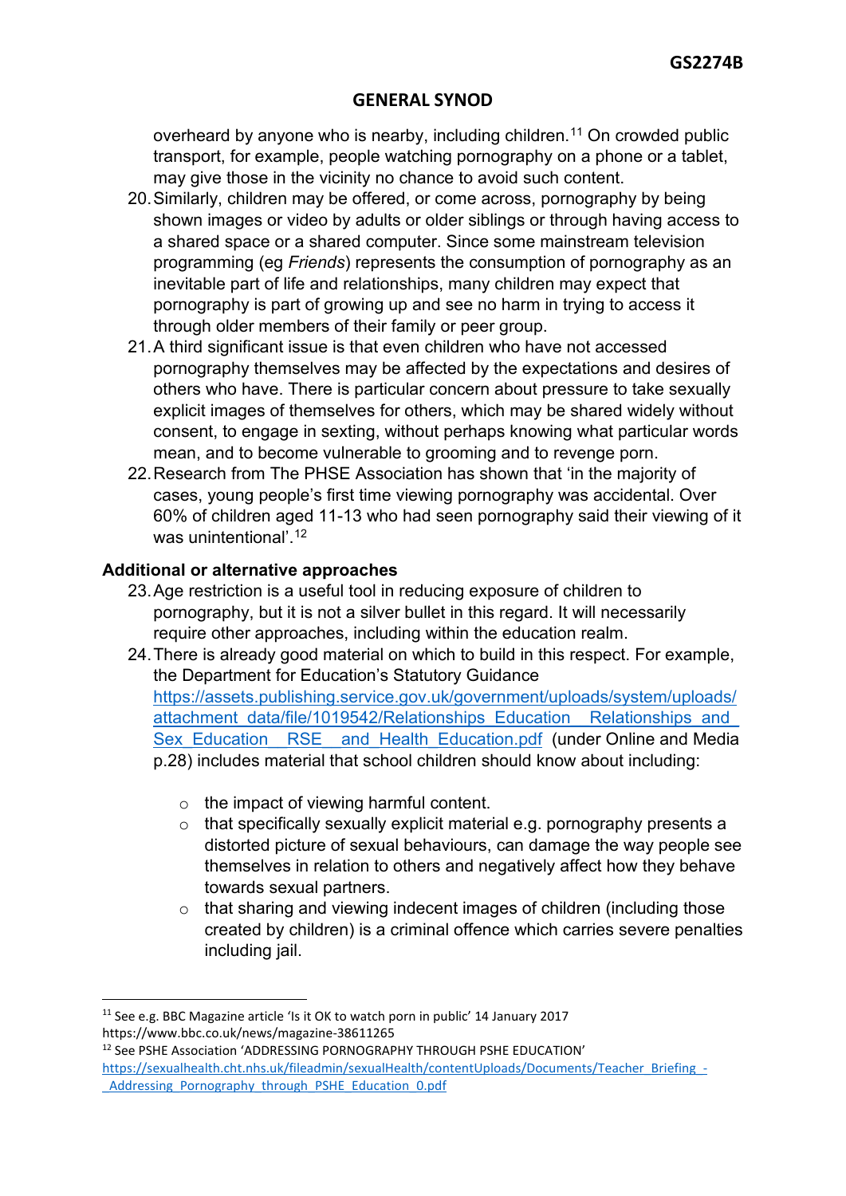overheard by anyone who is nearby, including children.[11] On crowded public transport, for example, people watching pornography on a phone or a tablet, may give those in the vicinity no chance to avoid such content.

20. Similarly, children may be offered, or come across, pornography by being shown images or video by adults or older siblings or through having access to a shared space or a shared computer. Since some mainstream television programming (eg *Friends*) represents the consumption of pornography as an inevitable part of life and relationships, many children may expect that pornography is part of growing up and see no harm in trying to access it through older members of their family or peer group.
21. A third significant issue is that even children who have not accessed pornography themselves may be affected by the expectations and desires of others who have. There is particular concern about pressure to take sexually explicit images of themselves for others, which may be shared widely without consent, to engage in sexting, without perhaps knowing what particular words mean, and to become vulnerable to grooming and to revenge porn.
22. Research from The PHSE Association has shown that 'in the majority of cases, young people's first time viewing pornography was accidental. Over 60% of children aged 11-13 who had seen pornography said their viewing of it was unintentional'.[12]

**Additional or alternative approaches**

23. Age restriction is a useful tool in reducing exposure of children to pornography, but it is not a silver bullet in this regard. It will necessarily require other approaches, including within the education realm.
24. There is already good material on which to build in this respect. For example, the Department for Education's Statutory Guidance https://assets.publishing.service.gov.uk/government/uploads/system/uploads/attachment_data/file/1019542/Relationships_Education__Relationships_and_Sex_Education__RSE__and_Health_Education.pdf (under Online and Media p.28) includes material that school children should know about including:

    - the impact of viewing harmful content.
    - that specifically sexually explicit material e.g. pornography presents a distorted picture of sexual behaviours, can damage the way people see themselves in relation to others and negatively affect how they behave towards sexual partners.
    - that sharing and viewing indecent images of children (including those created by children) is a criminal offence which carries severe penalties including jail.

---

[11] See e.g. BBC Magazine article 'Is it OK to watch porn in public' 14 January 2017 https://www.bbc.co.uk/news/magazine-38611265

[12] See PSHE Association 'ADDRESSING PORNOGRAPHY THROUGH PSHE EDUCATION' https://sexualhealth.cht.nhs.uk/fileadmin/sexualHealth/contentUploads/Documents/Teacher_Briefing_-_Addressing_Pornography_through_PSHE_Education_0.pdf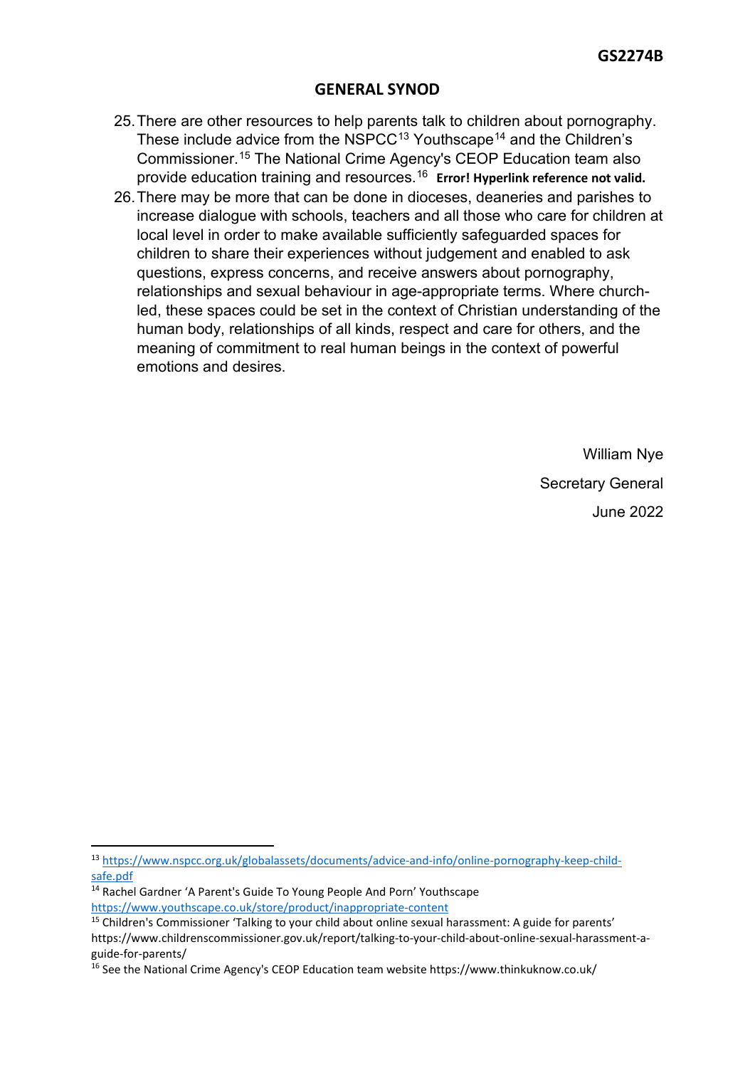25. There are other resources to help parents talk to children about pornography. These include advice from the NSPCC[13] Youthscape[14] and the Children's Commissioner.[15] The National Crime Agency's CEOP Education team also provide education training and resources.[16] **Error! Hyperlink reference not valid.**
26. There may be more that can be done in dioceses, deaneries and parishes to increase dialogue with schools, teachers and all those who care for children at local level in order to make available sufficiently safeguarded spaces for children to share their experiences without judgement and enabled to ask questions, express concerns, and receive answers about pornography, relationships and sexual behaviour in age-appropriate terms. Where church-led, these spaces could be set in the context of Christian understanding of the human body, relationships of all kinds, respect and care for others, and the meaning of commitment to real human beings in the context of powerful emotions and desires.

William Nye

Secretary General

June 2022

---

[13] https://www.nspcc.org.uk/globalassets/documents/advice-and-info/online-pornography-keep-child-safe.pdf

[14] Rachel Gardner 'A Parent's Guide To Young People And Porn' Youthscape https://www.youthscape.co.uk/store/product/inappropriate-content

[15] Children's Commissioner 'Talking to your child about online sexual harassment: A guide for parents' https://www.childrenscommissioner.gov.uk/report/talking-to-your-child-about-online-sexual-harassment-a-guide-for-parents/

[16] See the National Crime Agency's CEOP Education team website https://www.thinkuknow.co.uk/